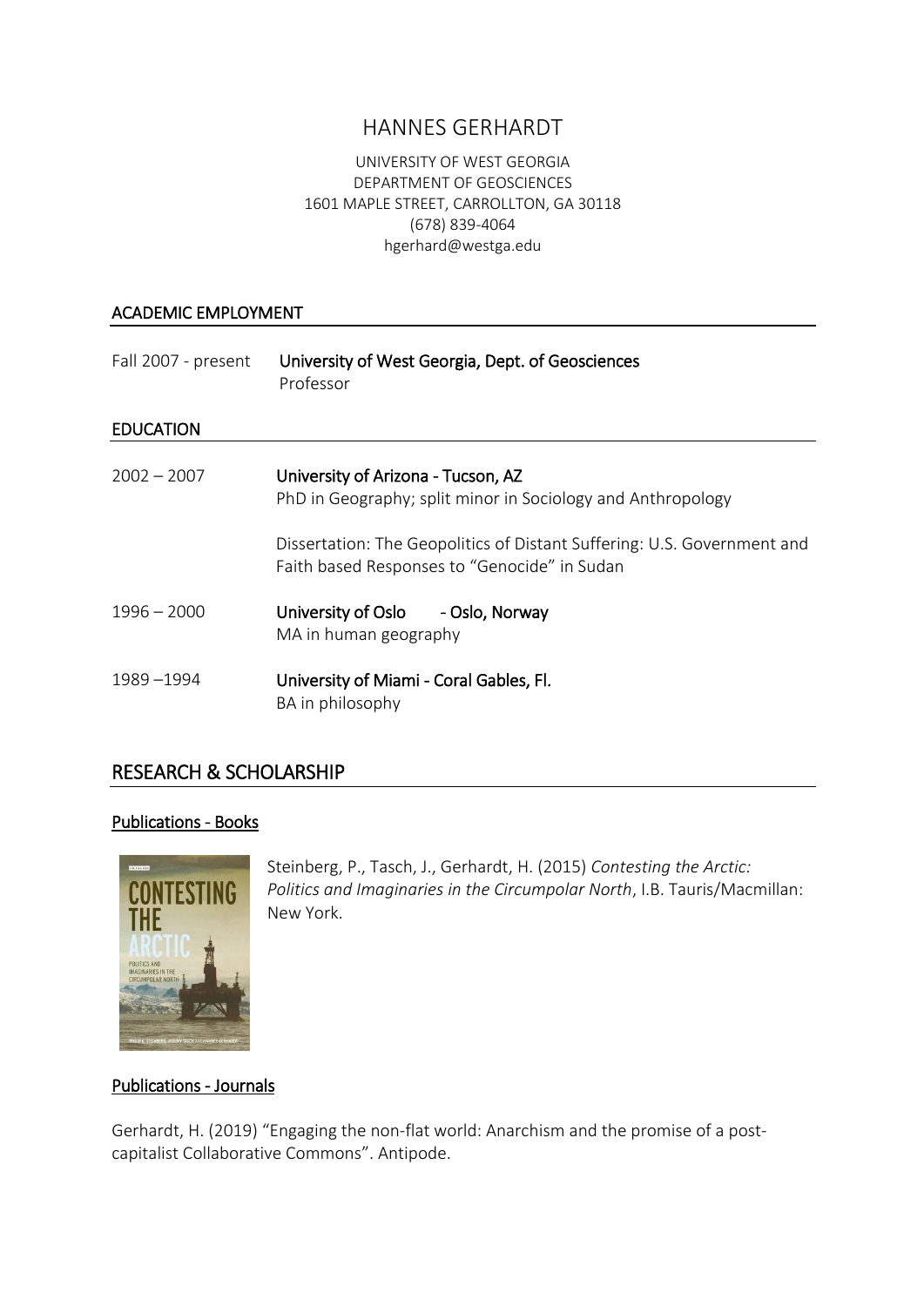# HANNES GERHARDT

UNIVERSITY OF WEST GEORGIA
DEPARTMENT OF GEOSCIENCES
1601 MAPLE STREET, CARROLLTON, GA 30118
(678) 839-4064
hgerhard@westga.edu

## ACADEMIC EMPLOYMENT

Fall 2007 - present — **University of West Georgia, Dept. of Geosciences**
Professor

## EDUCATION

2002 – 2007 — **University of Arizona - Tucson, AZ**
PhD in Geography; split minor in Sociology and Anthropology

Dissertation: The Geopolitics of Distant Suffering: U.S. Government and Faith based Responses to "Genocide" in Sudan

1996 – 2000 — **University of Oslo - Oslo, Norway**
MA in human geography

1989 –1994 — **University of Miami - Coral Gables, Fl.**
BA in philosophy

## RESEARCH & SCHOLARSHIP

### Publications - Books

Steinberg, P., Tasch, J., Gerhardt, H. (2015) *Contesting the Arctic: Politics and Imaginaries in the Circumpolar North*, I.B. Tauris/Macmillan: New York.

### Publications - Journals

Gerhardt, H. (2019) "Engaging the non-flat world: Anarchism and the promise of a post-capitalist Collaborative Commons". Antipode.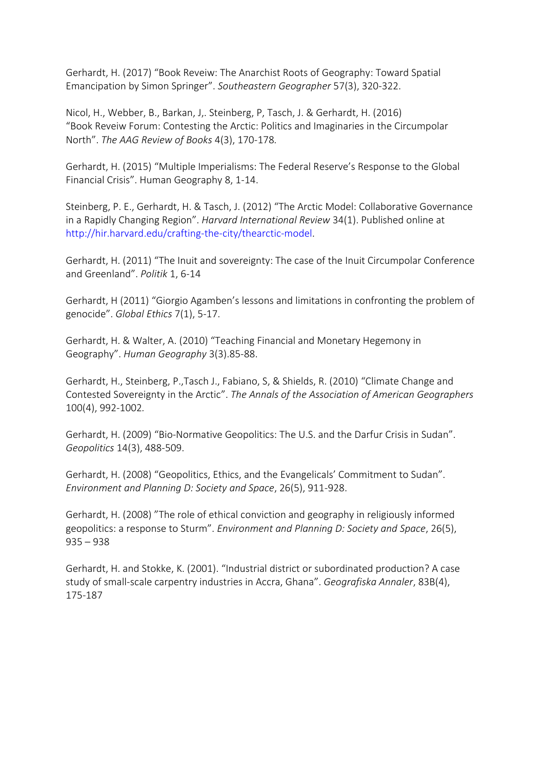Gerhardt, H. (2017) "Book Reveiw: The Anarchist Roots of Geography: Toward Spatial Emancipation by Simon Springer". *Southeastern Geographer* 57(3), 320-322.

Nicol, H., Webber, B., Barkan, J,. Steinberg, P, Tasch, J. & Gerhardt, H. (2016) "Book Reveiw Forum: Contesting the Arctic: Politics and Imaginaries in the Circumpolar North". *The AAG Review of Books* 4(3), 170-178.

Gerhardt, H. (2015) "Multiple Imperialisms: The Federal Reserve's Response to the Global Financial Crisis". Human Geography 8, 1-14.

Steinberg, P. E., Gerhardt, H. & Tasch, J. (2012) "The Arctic Model: Collaborative Governance in a Rapidly Changing Region". *Harvard International Review* 34(1). Published online at http://hir.harvard.edu/crafting-the-city/thearctic-model.

Gerhardt, H. (2011) "The Inuit and sovereignty: The case of the Inuit Circumpolar Conference and Greenland". *Politik* 1, 6-14

Gerhardt, H (2011) "Giorgio Agamben's lessons and limitations in confronting the problem of genocide". *Global Ethics* 7(1), 5-17.

Gerhardt, H. & Walter, A. (2010) "Teaching Financial and Monetary Hegemony in Geography". *Human Geography* 3(3).85-88.

Gerhardt, H., Steinberg, P.,Tasch J., Fabiano, S, & Shields, R. (2010) "Climate Change and Contested Sovereignty in the Arctic". *The Annals of the Association of American Geographers* 100(4), 992-1002.

Gerhardt, H. (2009) "Bio-Normative Geopolitics: The U.S. and the Darfur Crisis in Sudan". *Geopolitics* 14(3), 488-509.

Gerhardt, H. (2008) "Geopolitics, Ethics, and the Evangelicals' Commitment to Sudan". *Environment and Planning D: Society and Space*, 26(5), 911-928.

Gerhardt, H. (2008) "The role of ethical conviction and geography in religiously informed geopolitics: a response to Sturm". *Environment and Planning D: Society and Space*, 26(5), 935 – 938

Gerhardt, H. and Stokke, K. (2001). "Industrial district or subordinated production? A case study of small-scale carpentry industries in Accra, Ghana". *Geografiska Annaler*, 83B(4), 175-187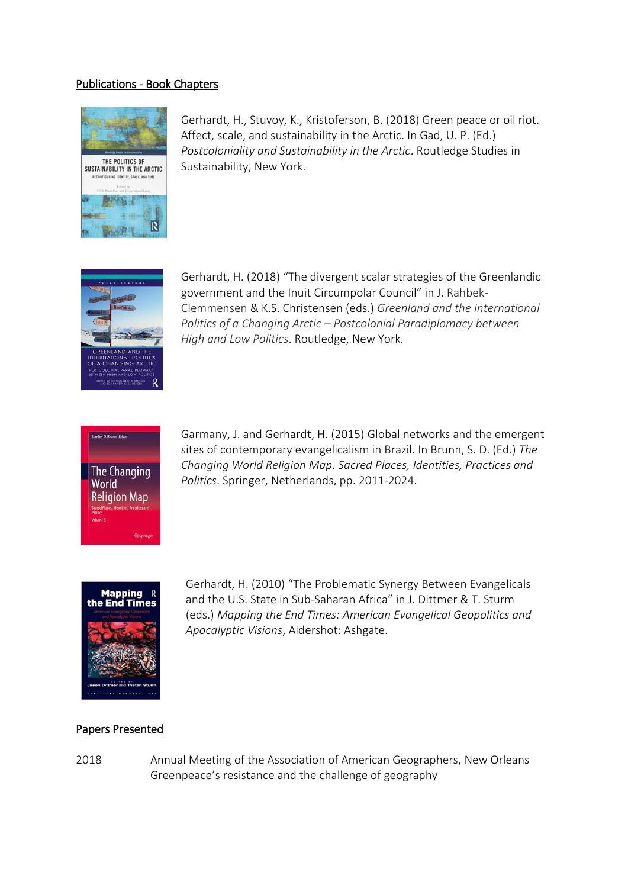Publications - Book Chapters

Gerhardt, H., Stuvoy, K., Kristoferson, B. (2018) Green peace or oil riot. Affect, scale, and sustainability in the Arctic. In Gad, U. P. (Ed.) *Postcoloniality and Sustainability in the Arctic*. Routledge Studies in Sustainability, New York.

Gerhardt, H. (2018) "The divergent scalar strategies of the Greenlandic government and the Inuit Circumpolar Council" in J. Rahbek-Clemmensen & K.S. Christensen (eds.) *Greenland and the International Politics of a Changing Arctic – Postcolonial Paradiplomacy between High and Low Politics*. Routledge, New York.

Garmany, J. and Gerhardt, H. (2015) Global networks and the emergent sites of contemporary evangelicalism in Brazil. In Brunn, S. D. (Ed.) *The Changing World Religion Map. Sacred Places, Identities, Practices and Politics*. Springer, Netherlands, pp. 2011-2024.

Gerhardt, H. (2010) "The Problematic Synergy Between Evangelicals and the U.S. State in Sub-Saharan Africa" in J. Dittmer & T. Sturm (eds.) *Mapping the End Times: American Evangelical Geopolitics and Apocalyptic Visions*, Aldershot: Ashgate.

Papers Presented

2018 Annual Meeting of the Association of American Geographers, New Orleans
Greenpeace's resistance and the challenge of geography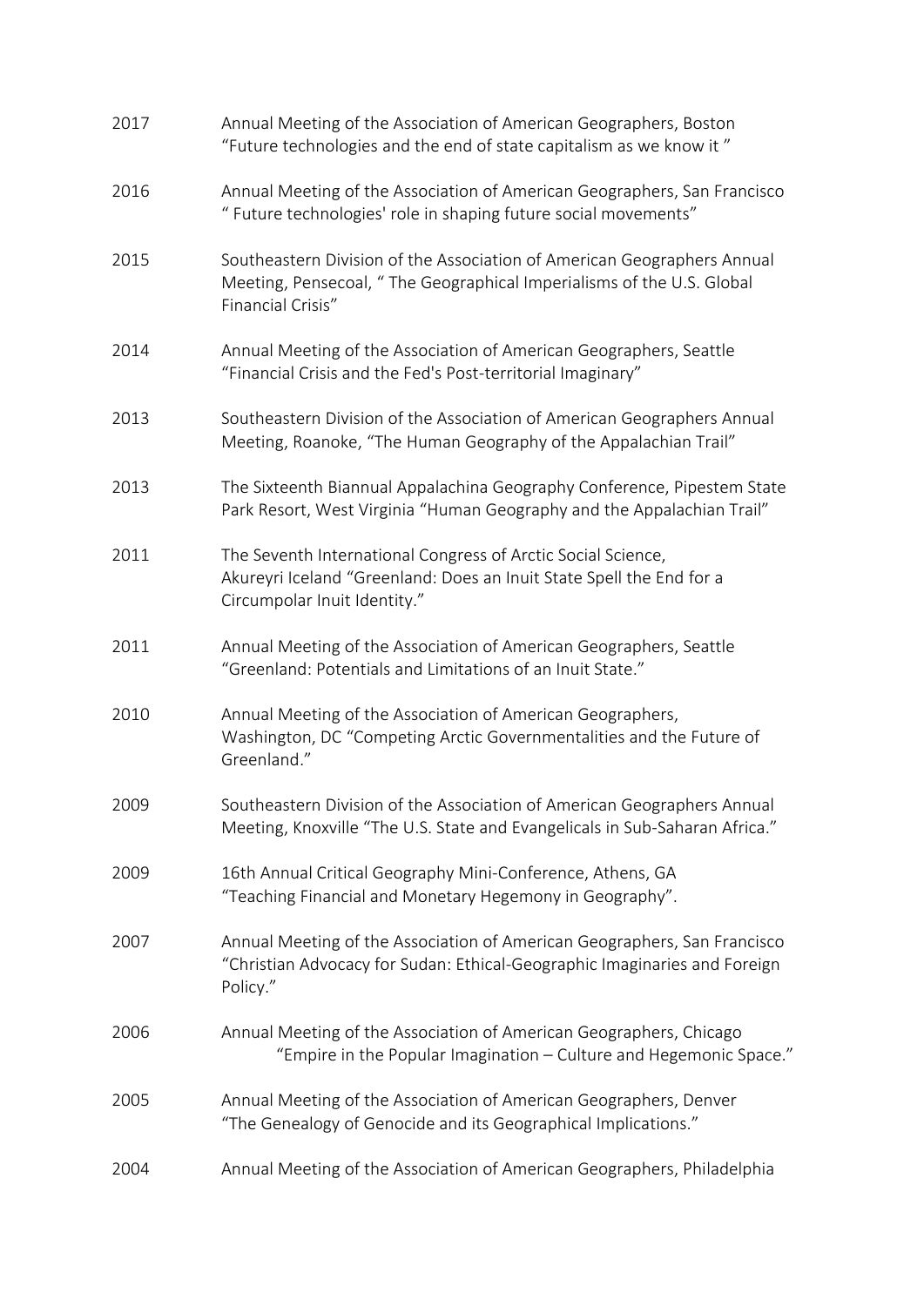2017 Annual Meeting of the Association of American Geographers, Boston
“Future technologies and the end of state capitalism as we know it ”

2016 Annual Meeting of the Association of American Geographers, San Francisco
“ Future technologies' role in shaping future social movements”

2015 Southeastern Division of the Association of American Geographers Annual Meeting, Pensecoal, “ The Geographical Imperialisms of the U.S. Global Financial Crisis”

2014 Annual Meeting of the Association of American Geographers, Seattle
“Financial Crisis and the Fed's Post-territorial Imaginary”

2013 Southeastern Division of the Association of American Geographers Annual Meeting, Roanoke, “The Human Geography of the Appalachian Trail”

2013 The Sixteenth Biannual Appalachina Geography Conference, Pipestem State Park Resort, West Virginia “Human Geography and the Appalachian Trail”

2011 The Seventh International Congress of Arctic Social Science, Akureyri Iceland “Greenland: Does an Inuit State Spell the End for a Circumpolar Inuit Identity.”

2011 Annual Meeting of the Association of American Geographers, Seattle
“Greenland: Potentials and Limitations of an Inuit State.”

2010 Annual Meeting of the Association of American Geographers, Washington, DC “Competing Arctic Governmentalities and the Future of Greenland.”

2009 Southeastern Division of the Association of American Geographers Annual Meeting, Knoxville “The U.S. State and Evangelicals in Sub-Saharan Africa.”

2009 16th Annual Critical Geography Mini-Conference, Athens, GA
“Teaching Financial and Monetary Hegemony in Geography”.

2007 Annual Meeting of the Association of American Geographers, San Francisco
“Christian Advocacy for Sudan: Ethical-Geographic Imaginaries and Foreign Policy.”

2006 Annual Meeting of the Association of American Geographers, Chicago
“Empire in the Popular Imagination – Culture and Hegemonic Space.”

2005 Annual Meeting of the Association of American Geographers, Denver
“The Genealogy of Genocide and its Geographical Implications.”

2004 Annual Meeting of the Association of American Geographers, Philadelphia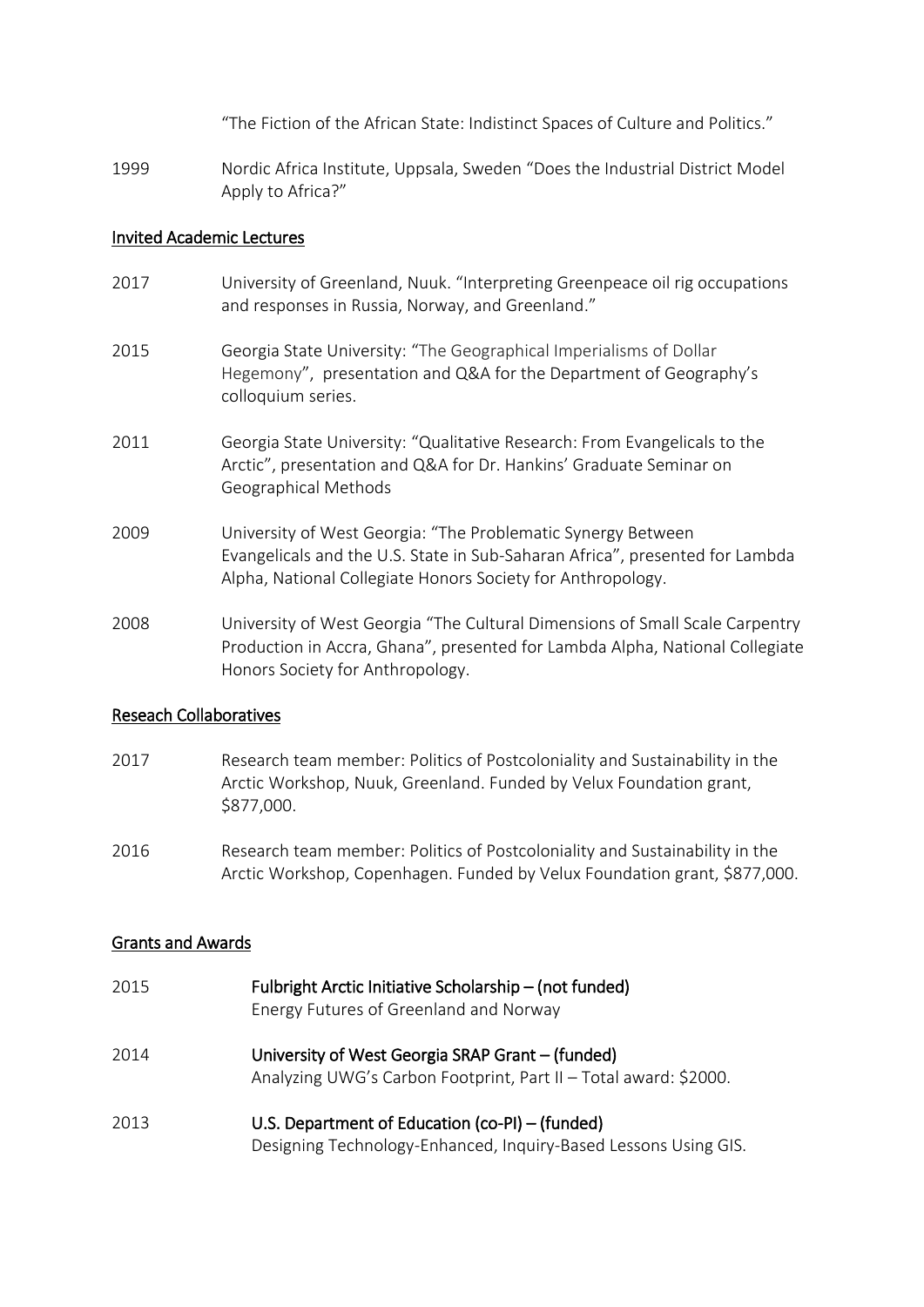"The Fiction of the African State: Indistinct Spaces of Culture and Politics."

1999 Nordic Africa Institute, Uppsala, Sweden "Does the Industrial District Model Apply to Africa?"

## Invited Academic Lectures

2017 University of Greenland, Nuuk. "Interpreting Greenpeace oil rig occupations and responses in Russia, Norway, and Greenland."

2015 Georgia State University: "The Geographical Imperialisms of Dollar Hegemony", presentation and Q&A for the Department of Geography's colloquium series.

2011 Georgia State University: "Qualitative Research: From Evangelicals to the Arctic", presentation and Q&A for Dr. Hankins' Graduate Seminar on Geographical Methods

2009 University of West Georgia: "The Problematic Synergy Between Evangelicals and the U.S. State in Sub-Saharan Africa", presented for Lambda Alpha, National Collegiate Honors Society for Anthropology.

2008 University of West Georgia "The Cultural Dimensions of Small Scale Carpentry Production in Accra, Ghana", presented for Lambda Alpha, National Collegiate Honors Society for Anthropology.

## Reseach Collaboratives

2017 Research team member: Politics of Postcoloniality and Sustainability in the Arctic Workshop, Nuuk, Greenland. Funded by Velux Foundation grant, $877,000.

2016 Research team member: Politics of Postcoloniality and Sustainability in the Arctic Workshop, Copenhagen. Funded by Velux Foundation grant, $877,000.

## Grants and Awards

2015 **Fulbright Arctic Initiative Scholarship – (not funded)**
Energy Futures of Greenland and Norway

2014 **University of West Georgia SRAP Grant – (funded)**
Analyzing UWG's Carbon Footprint, Part II – Total award: $2000.

2013 **U.S. Department of Education (co-PI) – (funded)**
Designing Technology-Enhanced, Inquiry-Based Lessons Using GIS.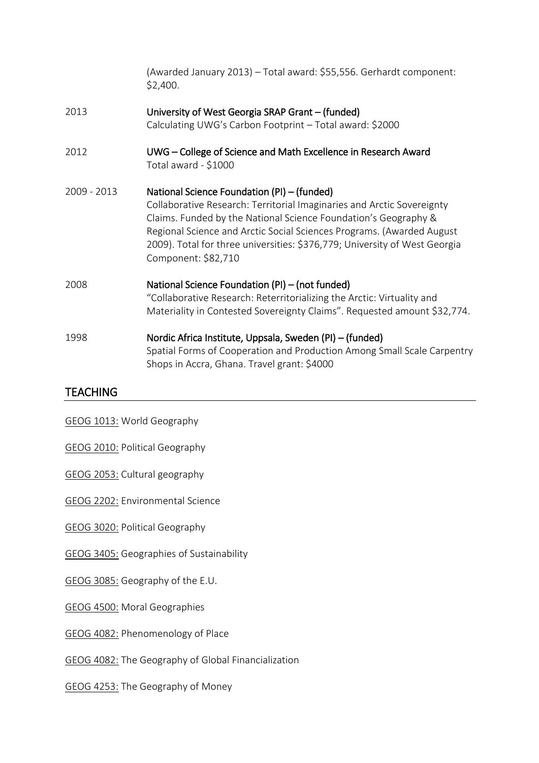(Awarded January 2013) – Total award: $55,556. Gerhardt component: $2,400.

2013 **University of West Georgia SRAP Grant – (funded)**
Calculating UWG's Carbon Footprint – Total award: $2000

2012 **UWG – College of Science and Math Excellence in Research Award**
Total award - $1000

2009 - 2013 **National Science Foundation (PI) – (funded)**
Collaborative Research: Territorial Imaginaries and Arctic Sovereignty Claims. Funded by the National Science Foundation's Geography & Regional Science and Arctic Social Sciences Programs. (Awarded August 2009). Total for three universities: $376,779; University of West Georgia Component: $82,710

2008 **National Science Foundation (PI) – (not funded)**
"Collaborative Research: Reterritorializing the Arctic: Virtuality and Materiality in Contested Sovereignty Claims". Requested amount $32,774.

1998 **Nordic Africa Institute, Uppsala, Sweden (PI) – (funded)**
Spatial Forms of Cooperation and Production Among Small Scale Carpentry Shops in Accra, Ghana. Travel grant: $4000

## TEACHING

GEOG 1013: World Geography

GEOG 2010: Political Geography

GEOG 2053: Cultural geography

GEOG 2202: Environmental Science

GEOG 3020: Political Geography

GEOG 3405: Geographies of Sustainability

GEOG 3085: Geography of the E.U.

GEOG 4500: Moral Geographies

GEOG 4082: Phenomenology of Place

GEOG 4082: The Geography of Global Financialization

GEOG 4253: The Geography of Money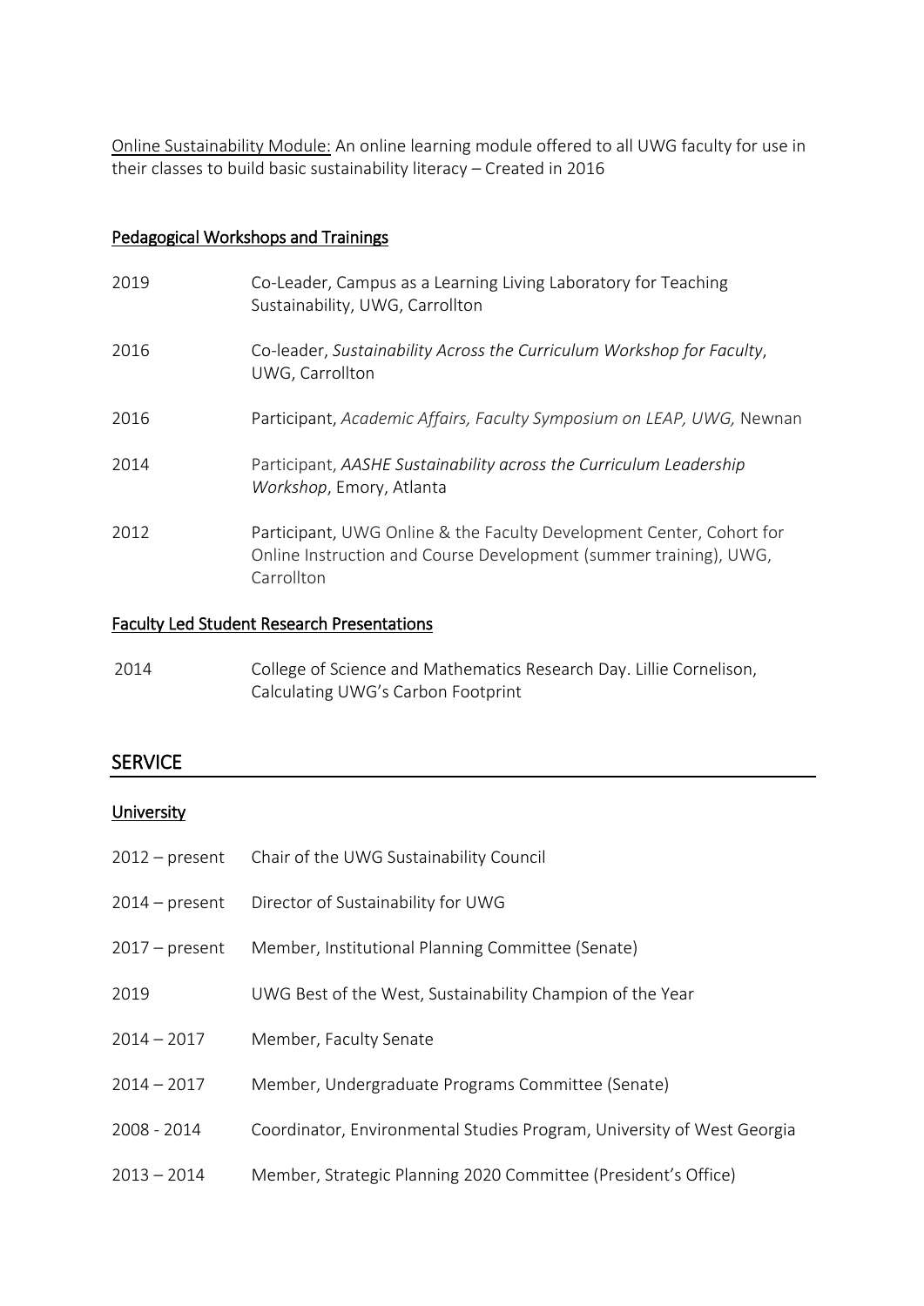<u>Online Sustainability Module:</u> An online learning module offered to all UWG faculty for use in their classes to build basic sustainability literacy – Created in 2016

### Pedagogical Workshops and Trainings

2019 Co-Leader, Campus as a Learning Living Laboratory for Teaching Sustainability, UWG, Carrollton

2016 Co-leader, *Sustainability Across the Curriculum Workshop for Faculty*, UWG, Carrollton

2016 Participant, *Academic Affairs, Faculty Symposium on LEAP, UWG,* Newnan

2014 Participant, *AASHE Sustainability across the Curriculum Leadership Workshop*, Emory, Atlanta

2012 Participant, UWG Online & the Faculty Development Center, Cohort for Online Instruction and Course Development (summer training), UWG, Carrollton

### Faculty Led Student Research Presentations

2014 College of Science and Mathematics Research Day. Lillie Cornelison, Calculating UWG's Carbon Footprint

## SERVICE

### University

2012 – present Chair of the UWG Sustainability Council

2014 – present Director of Sustainability for UWG

2017 – present Member, Institutional Planning Committee (Senate)

2019 UWG Best of the West, Sustainability Champion of the Year

2014 – 2017 Member, Faculty Senate

2014 – 2017 Member, Undergraduate Programs Committee (Senate)

2008 - 2014 Coordinator, Environmental Studies Program, University of West Georgia

2013 – 2014 Member, Strategic Planning 2020 Committee (President's Office)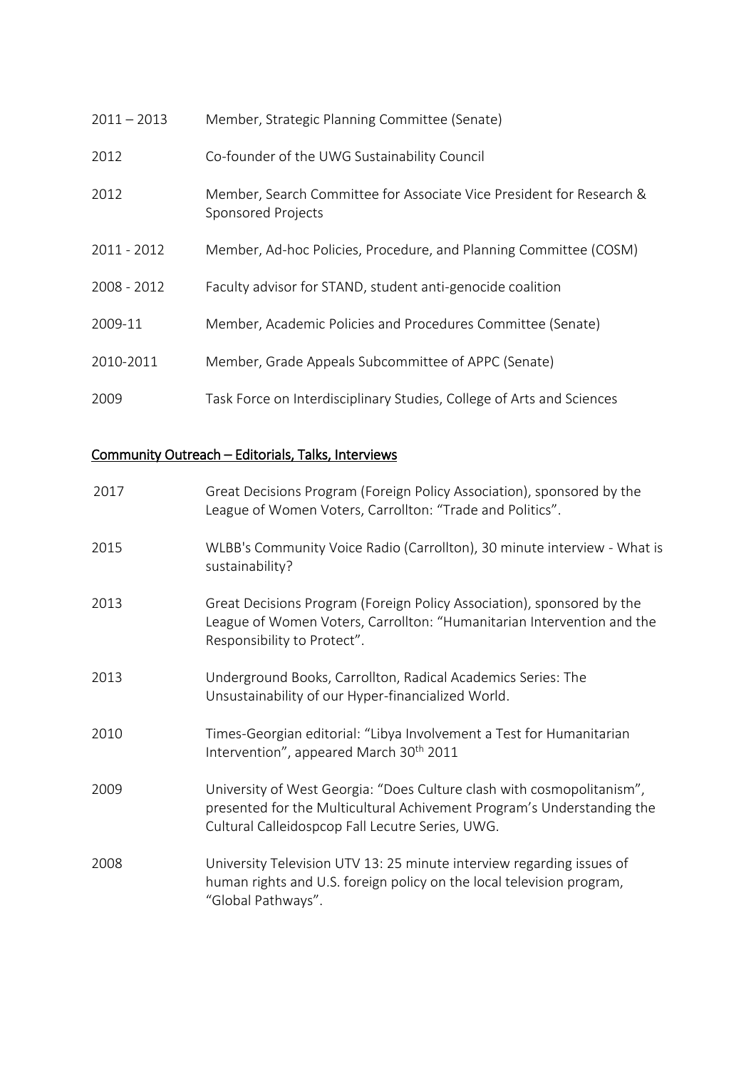| | |
|---|---|
| 2011 – 2013 | Member, Strategic Planning Committee (Senate) |
| 2012 | Co-founder of the UWG Sustainability Council |
| 2012 | Member, Search Committee for Associate Vice President for Research & Sponsored Projects |
| 2011 - 2012 | Member, Ad-hoc Policies, Procedure, and Planning Committee (COSM) |
| 2008 - 2012 | Faculty advisor for STAND, student anti-genocide coalition |
| 2009-11 | Member, Academic Policies and Procedures Committee (Senate) |
| 2010-2011 | Member, Grade Appeals Subcommittee of APPC (Senate) |
| 2009 | Task Force on Interdisciplinary Studies, College of Arts and Sciences |

## Community Outreach – Editorials, Talks, Interviews

| | |
|---|---|
| 2017 | Great Decisions Program (Foreign Policy Association), sponsored by the League of Women Voters, Carrollton: "Trade and Politics". |
| 2015 | WLBB's Community Voice Radio (Carrollton), 30 minute interview - What is sustainability? |
| 2013 | Great Decisions Program (Foreign Policy Association), sponsored by the League of Women Voters, Carrollton: "Humanitarian Intervention and the Responsibility to Protect". |
| 2013 | Underground Books, Carrollton, Radical Academics Series: The Unsustainability of our Hyper-financialized World. |
| 2010 | Times-Georgian editorial: "Libya Involvement a Test for Humanitarian Intervention", appeared March 30th 2011 |
| 2009 | University of West Georgia: "Does Culture clash with cosmopolitanism", presented for the Multicultural Achivement Program's Understanding the Cultural Calleidospcop Fall Lecutre Series, UWG. |
| 2008 | University Television UTV 13: 25 minute interview regarding issues of human rights and U.S. foreign policy on the local television program, "Global Pathways". |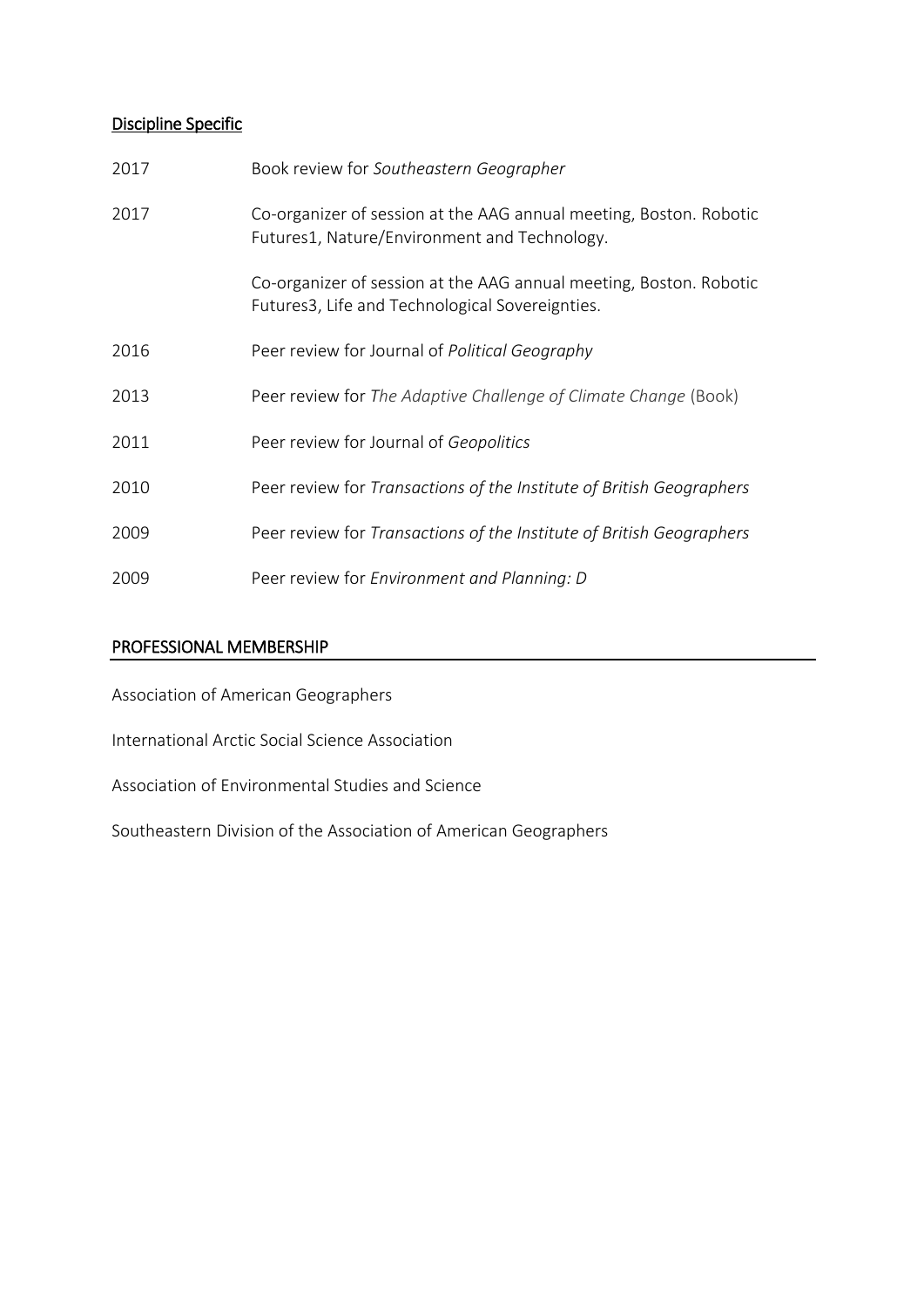### Discipline Specific

| | |
|---|---|
| 2017 | Book review for *Southeastern Geographer* |
| 2017 | Co-organizer of session at the AAG annual meeting, Boston. Robotic Futures1, Nature/Environment and Technology. |
| | Co-organizer of session at the AAG annual meeting, Boston. Robotic Futures3, Life and Technological Sovereignties. |
| 2016 | Peer review for Journal of *Political Geography* |
| 2013 | Peer review for *The Adaptive Challenge of Climate Change* (Book) |
| 2011 | Peer review for Journal of *Geopolitics* |
| 2010 | Peer review for *Transactions of the Institute of British Geographers* |
| 2009 | Peer review for *Transactions of the Institute of British Geographers* |
| 2009 | Peer review for *Environment and Planning: D* |

## PROFESSIONAL MEMBERSHIP

Association of American Geographers

International Arctic Social Science Association

Association of Environmental Studies and Science

Southeastern Division of the Association of American Geographers